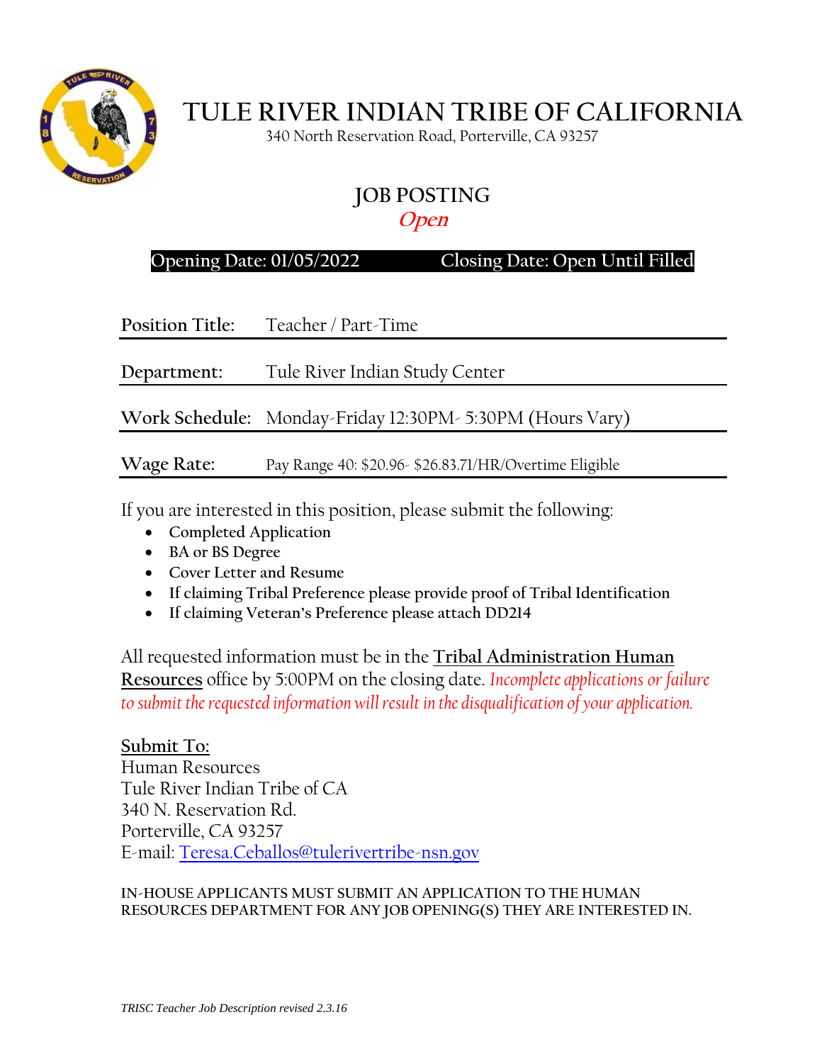# TULE RIVER INDIAN TRIBE OF CALIFORNIA

340 North Reservation Road, Porterville, CA 93257

## JOB POSTING

***Open***

**Opening Date: 01/05/2022 Closing Date: Open Until Filled**

| | |
|---|---|
| **Position Title:** | Teacher / Part-Time |
| **Department:** | Tule River Indian Study Center |
| **Work Schedule:** | Monday-Friday 12:30PM- 5:30PM (Hours Vary) |
| **Wage Rate:** | Pay Range 40: $20.96- $26.83.71/HR/Overtime Eligible |

If you are interested in this position, please submit the following:

- Completed Application
- BA or BS Degree
- Cover Letter and Resume
- If claiming Tribal Preference please provide proof of Tribal Identification
- If claiming Veteran's Preference please attach DD214

All requested information must be in the **Tribal Administration Human Resources** office by 5:00PM on the closing date. *Incomplete applications or failure to submit the requested information will result in the disqualification of your application.*

**Submit To:**
Human Resources
Tule River Indian Tribe of CA
340 N. Reservation Rd.
Porterville, CA 93257
E-mail: Teresa.Ceballos@tulerivertribe-nsn.gov

**IN-HOUSE APPLICANTS MUST SUBMIT AN APPLICATION TO THE HUMAN RESOURCES DEPARTMENT FOR ANY JOB OPENING(S) THEY ARE INTERESTED IN.**

*TRISC Teacher Job Description revised 2.3.16*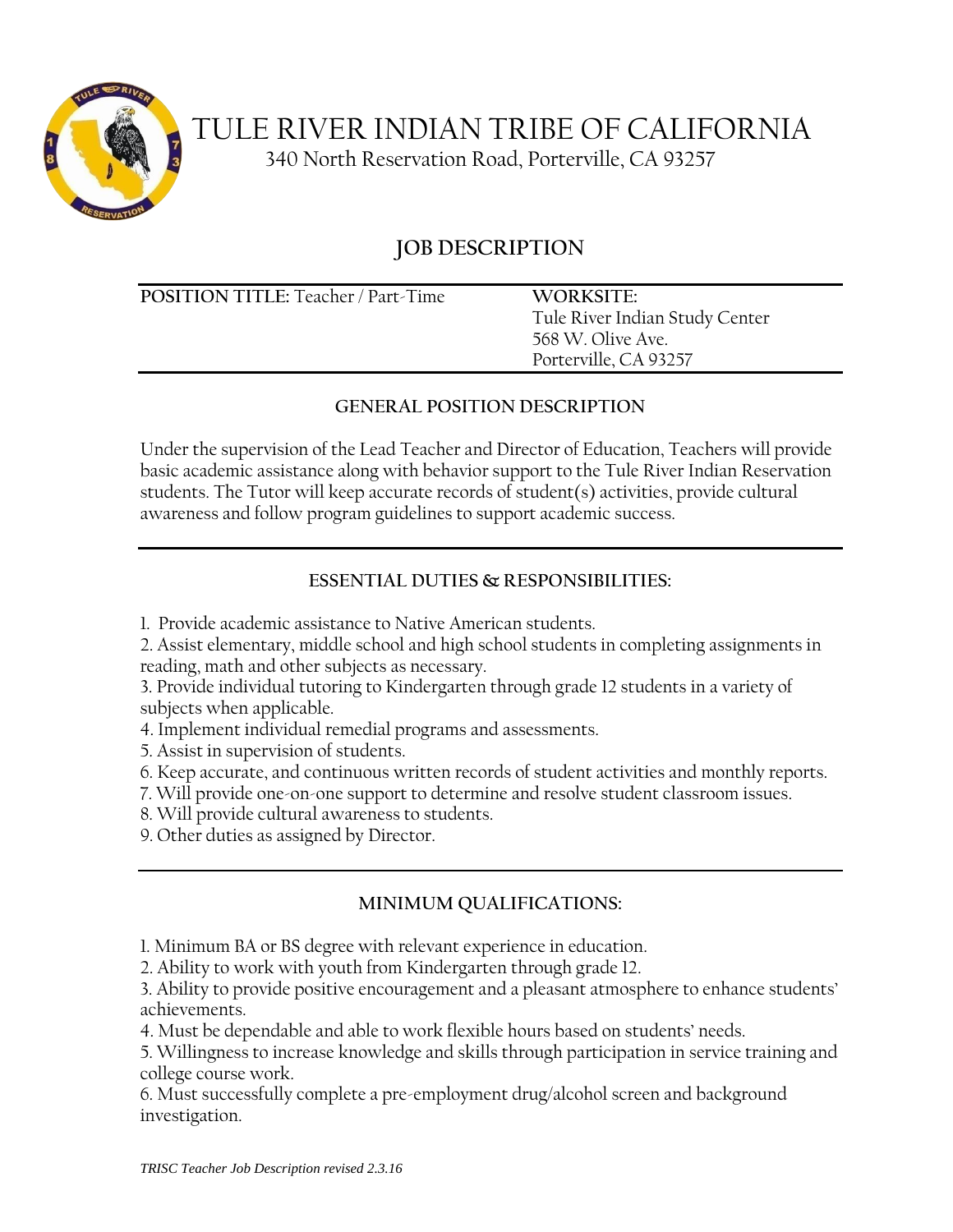# TULE RIVER INDIAN TRIBE OF CALIFORNIA

340 North Reservation Road, Porterville, CA 93257

## JOB DESCRIPTION

| **POSITION TITLE:** Teacher / Part-Time | **WORKSITE:** Tule River Indian Study Center 568 W. Olive Ave. Porterville, CA 93257 |
| --- | --- |

### GENERAL POSITION DESCRIPTION

Under the supervision of the Lead Teacher and Director of Education, Teachers will provide basic academic assistance along with behavior support to the Tule River Indian Reservation students. The Tutor will keep accurate records of student(s) activities, provide cultural awareness and follow program guidelines to support academic success.

### ESSENTIAL DUTIES & RESPONSIBILITIES:

1. Provide academic assistance to Native American students.
2. Assist elementary, middle school and high school students in completing assignments in reading, math and other subjects as necessary.
3. Provide individual tutoring to Kindergarten through grade 12 students in a variety of subjects when applicable.
4. Implement individual remedial programs and assessments.
5. Assist in supervision of students.
6. Keep accurate, and continuous written records of student activities and monthly reports.
7. Will provide one-on-one support to determine and resolve student classroom issues.
8. Will provide cultural awareness to students.
9. Other duties as assigned by Director.

### MINIMUM QUALIFICATIONS:

1. Minimum BA or BS degree with relevant experience in education.
2. Ability to work with youth from Kindergarten through grade 12.
3. Ability to provide positive encouragement and a pleasant atmosphere to enhance students' achievements.
4. Must be dependable and able to work flexible hours based on students' needs.
5. Willingness to increase knowledge and skills through participation in service training and college course work.
6. Must successfully complete a pre-employment drug/alcohol screen and background investigation.

*TRISC Teacher Job Description revised 2.3.16*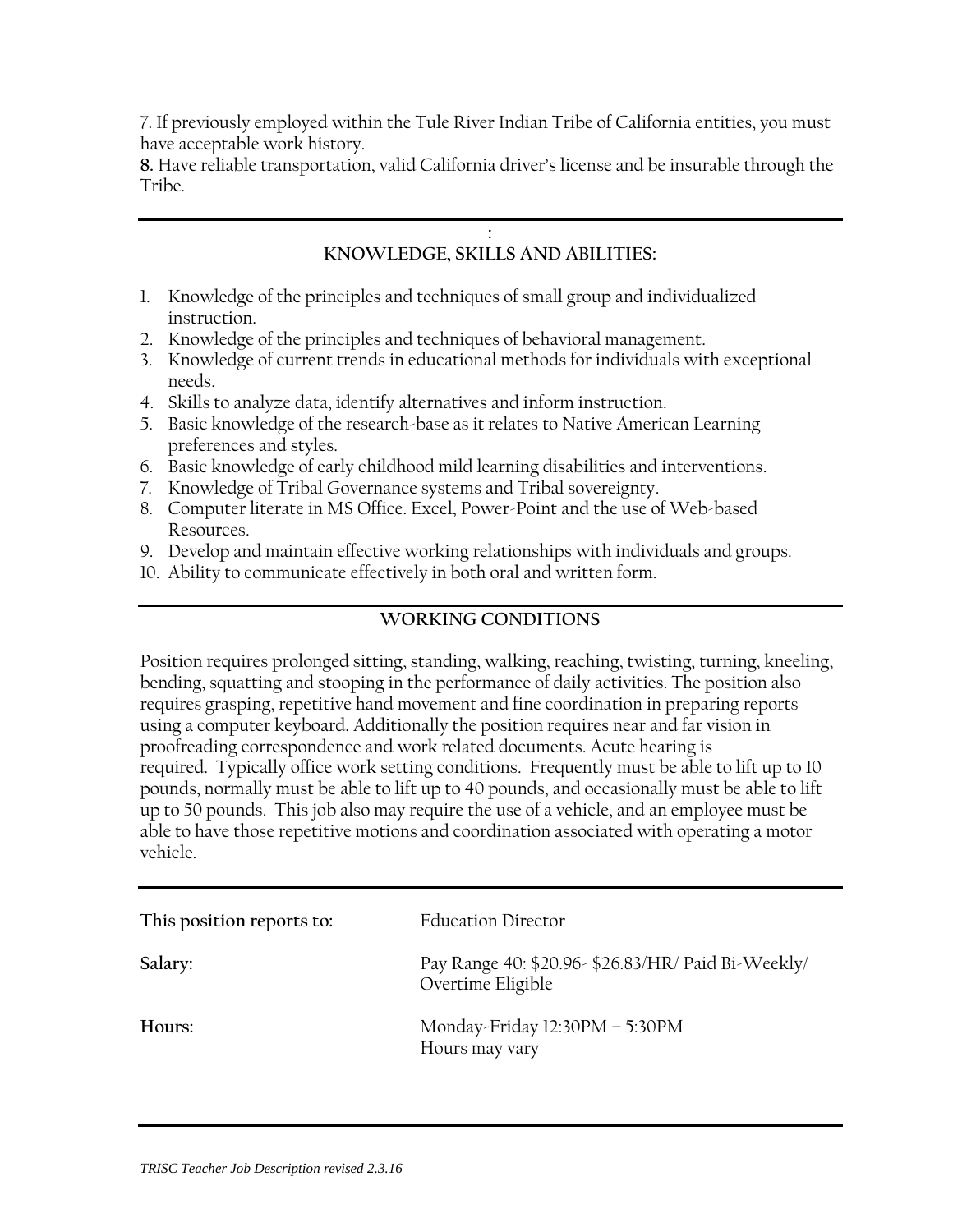7. If previously employed within the Tule River Indian Tribe of California entities, you must have acceptable work history.

**8.** Have reliable transportation, valid California driver's license and be insurable through the Tribe.

:

## KNOWLEDGE, SKILLS AND ABILITIES:

1. Knowledge of the principles and techniques of small group and individualized instruction.
2. Knowledge of the principles and techniques of behavioral management.
3. Knowledge of current trends in educational methods for individuals with exceptional needs.
4. Skills to analyze data, identify alternatives and inform instruction.
5. Basic knowledge of the research-base as it relates to Native American Learning preferences and styles.
6. Basic knowledge of early childhood mild learning disabilities and interventions.
7. Knowledge of Tribal Governance systems and Tribal sovereignty.
8. Computer literate in MS Office. Excel, Power-Point and the use of Web-based Resources.
9. Develop and maintain effective working relationships with individuals and groups.
10. Ability to communicate effectively in both oral and written form.

## WORKING CONDITIONS

Position requires prolonged sitting, standing, walking, reaching, twisting, turning, kneeling, bending, squatting and stooping in the performance of daily activities. The position also requires grasping, repetitive hand movement and fine coordination in preparing reports using a computer keyboard. Additionally the position requires near and far vision in proofreading correspondence and work related documents. Acute hearing is required. Typically office work setting conditions. Frequently must be able to lift up to 10 pounds, normally must be able to lift up to 40 pounds, and occasionally must be able to lift up to 50 pounds. This job also may require the use of a vehicle, and an employee must be able to have those repetitive motions and coordination associated with operating a motor vehicle.

| | |
|---|---|
| **This position reports to:** | Education Director |
| **Salary:** | Pay Range 40: $20.96- $26.83/HR/ Paid Bi-Weekly/ Overtime Eligible |
| **Hours:** | Monday-Friday 12:30PM – 5:30PM<br>Hours may vary |

*TRISC Teacher Job Description revised 2.3.16*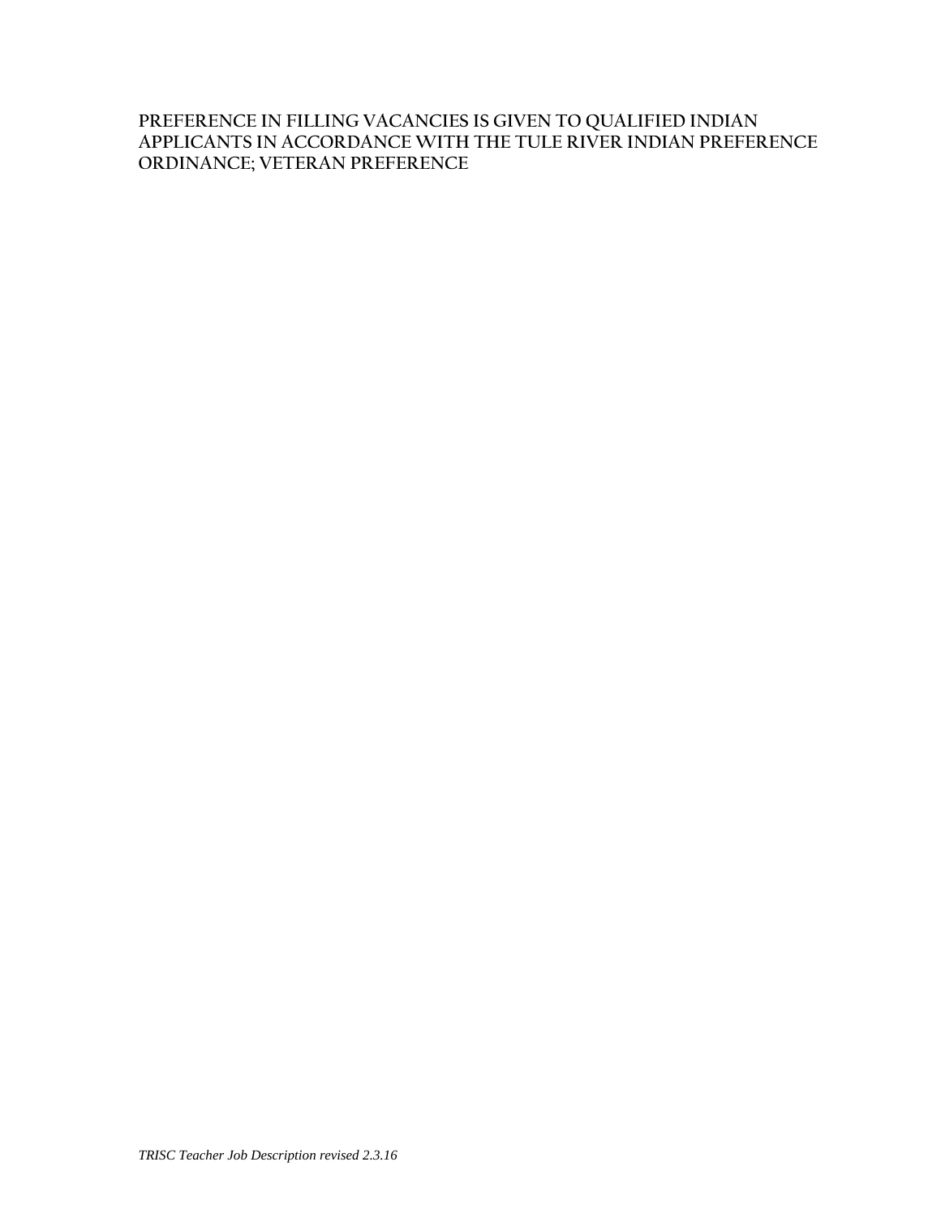PREFERENCE IN FILLING VACANCIES IS GIVEN TO QUALIFIED INDIAN APPLICANTS IN ACCORDANCE WITH THE TULE RIVER INDIAN PREFERENCE ORDINANCE; VETERAN PREFERENCE